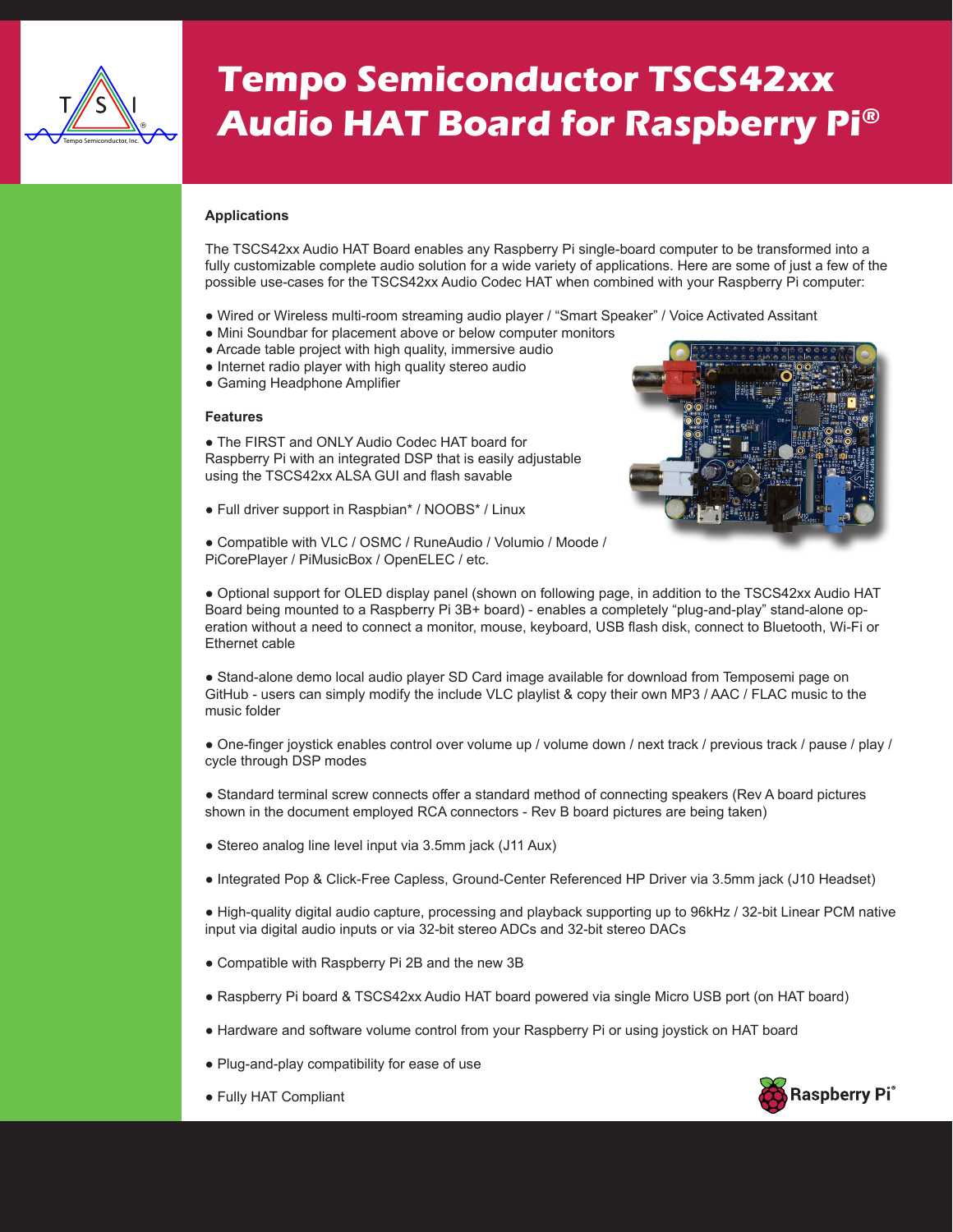# Tempo Semiconductor TSCS42xx Audio HAT Board for Raspberry Pi®

### Applications

The TSCS42xx Audio HAT Board enables any Raspberry Pi single-board computer to be transformed into a fully customizable complete audio solution for a wide variety of applications. Here are some of just a few of the possible use-cases for the TSCS42xx Audio Codec HAT when combined with your Raspberry Pi computer:

- Wired or Wireless multi-room streaming audio player / “Smart Speaker” / Voice Activated Assitant
- Mini Soundbar for placement above or below computer monitors
- Arcade table project with high quality, immersive audio
- Internet radio player with high quality stereo audio
- Gaming Headphone Amplifier

### Features

- The FIRST and ONLY Audio Codec HAT board for Raspberry Pi with an integrated DSP that is easily adjustable using the TSCS42xx ALSA GUI and flash savable

- Full driver support in Raspbian* / NOOBS* / Linux

- Compatible with VLC / OSMC / RuneAudio / Volumio / Moode / PiCorePlayer / PiMusicBox / OpenELEC / etc.

- Optional support for OLED display panel (shown on following page, in addition to the TSCS42xx Audio HAT Board being mounted to a Raspberry Pi 3B+ board) - enables a completely “plug-and-play” stand-alone operation without a need to connect a monitor, mouse, keyboard, USB flash disk, connect to Bluetooth, Wi-Fi or Ethernet cable

- Stand-alone demo local audio player SD Card image available for download from Temposemi page on GitHub - users can simply modify the include VLC playlist & copy their own MP3 / AAC / FLAC music to the music folder

- One-finger joystick enables control over volume up / volume down / next track / previous track / pause / play / cycle through DSP modes

- Standard terminal screw connects offer a standard method of connecting speakers (Rev A board pictures shown in the document employed RCA connectors - Rev B board pictures are being taken)

- Stereo analog line level input via 3.5mm jack (J11 Aux)

- Integrated Pop & Click-Free Capless, Ground-Center Referenced HP Driver via 3.5mm jack (J10 Headset)

- High-quality digital audio capture, processing and playback supporting up to 96kHz / 32-bit Linear PCM native input via digital audio inputs or via 32-bit stereo ADCs and 32-bit stereo DACs

- Compatible with Raspberry Pi 2B and the new 3B

- Raspberry Pi board & TSCS42xx Audio HAT board powered via single Micro USB port (on HAT board)

- Hardware and software volume control from your Raspberry Pi or using joystick on HAT board

- Plug-and-play compatibility for ease of use

- Fully HAT Compliant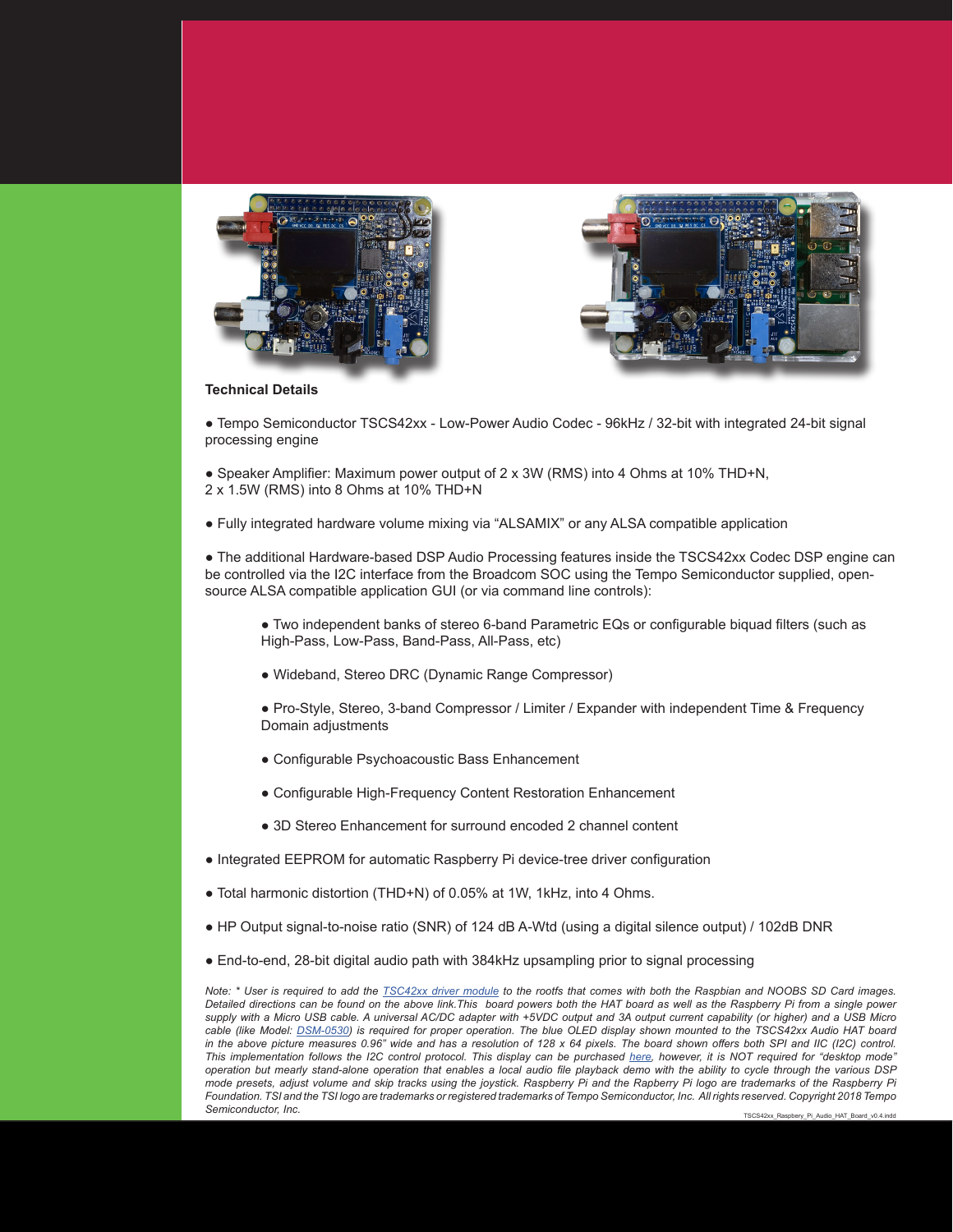**Technical Details**

- Tempo Semiconductor TSCS42xx - Low-Power Audio Codec - 96kHz / 32-bit with integrated 24-bit signal processing engine

- Speaker Amplifier: Maximum power output of 2 x 3W (RMS) into 4 Ohms at 10% THD+N, 2 x 1.5W (RMS) into 8 Ohms at 10% THD+N

- Fully integrated hardware volume mixing via “ALSAMIX” or any ALSA compatible application

- The additional Hardware-based DSP Audio Processing features inside the TSCS42xx Codec DSP engine can be controlled via the I2C interface from the Broadcom SOC using the Tempo Semiconductor supplied, open-source ALSA compatible application GUI (or via command line controls):

    - Two independent banks of stereo 6-band Parametric EQs or configurable biquad filters (such as High-Pass, Low-Pass, Band-Pass, All-Pass, etc)

    - Wideband, Stereo DRC (Dynamic Range Compressor)

    - Pro-Style, Stereo, 3-band Compressor / Limiter / Expander with independent Time & Frequency Domain adjustments

    - Configurable Psychoacoustic Bass Enhancement

    - Configurable High-Frequency Content Restoration Enhancement

    - 3D Stereo Enhancement for surround encoded 2 channel content

- Integrated EEPROM for automatic Raspberry Pi device-tree driver configuration

- Total harmonic distortion (THD+N) of 0.05% at 1W, 1kHz, into 4 Ohms.

- HP Output signal-to-noise ratio (SNR) of 124 dB A-Wtd (using a digital silence output) / 102dB DNR

- End-to-end, 28-bit digital audio path with 384kHz upsampling prior to signal processing

*Note: * User is required to add the TSC42xx driver module to the rootfs that comes with both the Raspbian and NOOBS SD Card images. Detailed directions can be found on the above link.This board powers both the HAT board as well as the Raspberry Pi from a single power supply with a Micro USB cable. A universal AC/DC adapter with +5VDC output and 3A output current capability (or higher) and a USB Micro cable (like Model: DSM-0530) is required for proper operation. The blue OLED display shown mounted to the TSCS42xx Audio HAT board in the above picture measures 0.96” wide and has a resolution of 128 x 64 pixels. The board shown offers both SPI and IIC (I2C) control. This implementation follows the I2C control protocol. This display can be purchased here, however, it is NOT required for “desktop mode” operation but mearly stand-alone operation that enables a local audio file playback demo with the ability to cycle through the various DSP mode presets, adjust volume and skip tracks using the joystick. Raspberry Pi and the Rapberry Pi logo are trademarks of the Raspberry Pi Foundation. TSI and the TSI logo are trademarks or registered trademarks of Tempo Semiconductor, Inc. All rights reserved. Copyright 2018 Tempo Semiconductor, Inc.*

TSCS42xx_Raspbery_Pi_Audio_HAT_Board_v0.4.indd